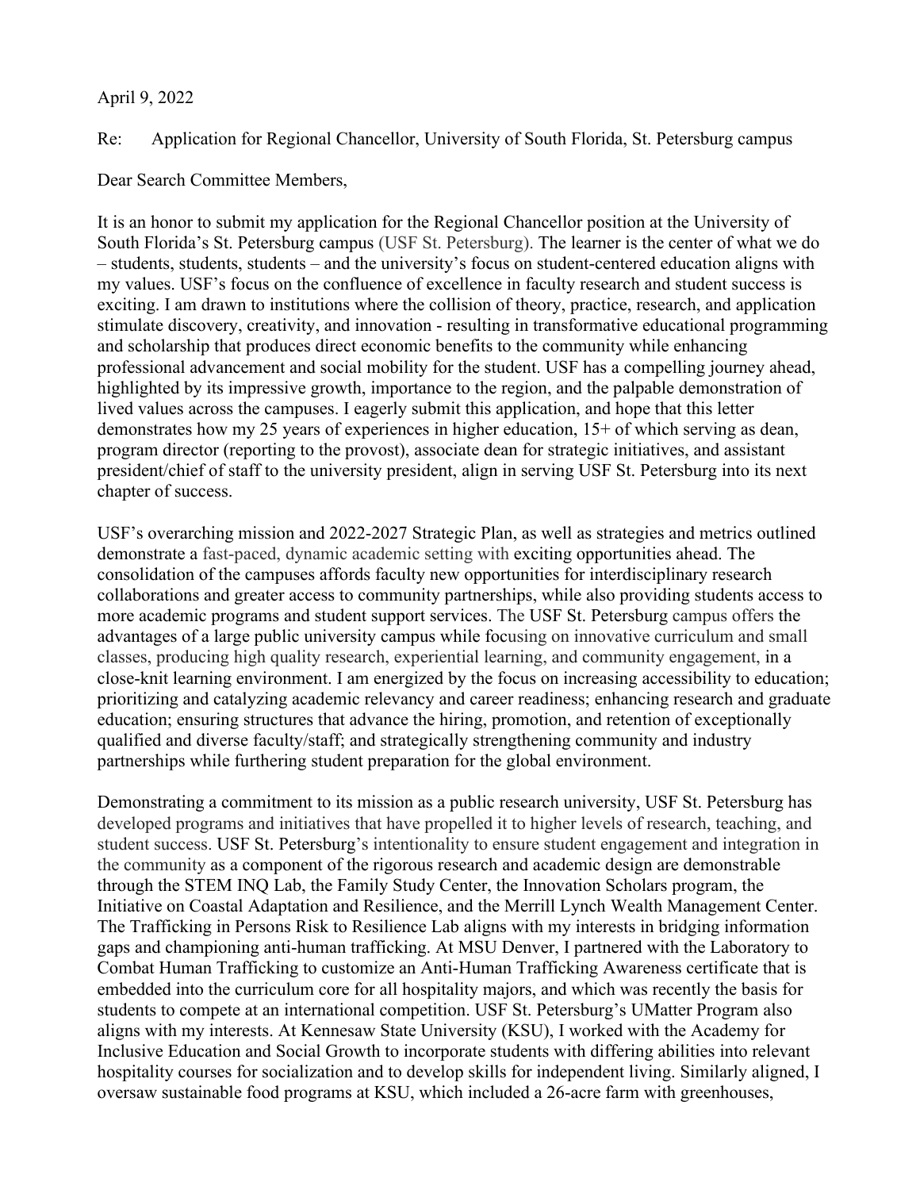April 9, 2022

Re: Application for Regional Chancellor, University of South Florida, St. Petersburg campus

Dear Search Committee Members,

It is an honor to submit my application for the Regional Chancellor position at the University of South Florida's St. Petersburg campus (USF St. Petersburg). The learner is the center of what we do – students, students, students – and the university's focus on student-centered education aligns with my values. USF's focus on the confluence of excellence in faculty research and student success is exciting. I am drawn to institutions where the collision of theory, practice, research, and application stimulate discovery, creativity, and innovation - resulting in transformative educational programming and scholarship that produces direct economic benefits to the community while enhancing professional advancement and social mobility for the student. USF has a compelling journey ahead, highlighted by its impressive growth, importance to the region, and the palpable demonstration of lived values across the campuses. I eagerly submit this application, and hope that this letter demonstrates how my 25 years of experiences in higher education, 15+ of which serving as dean, program director (reporting to the provost), associate dean for strategic initiatives, and assistant president/chief of staff to the university president, align in serving USF St. Petersburg into its next chapter of success.

USF's overarching mission and 2022-2027 Strategic Plan, as well as strategies and metrics outlined demonstrate a fast-paced, dynamic academic setting with exciting opportunities ahead. The consolidation of the campuses affords faculty new opportunities for interdisciplinary research collaborations and greater access to community partnerships, while also providing students access to more academic programs and student support services. The USF St. Petersburg campus offers the advantages of a large public university campus while focusing on innovative curriculum and small classes, producing high quality research, experiential learning, and community engagement, in a close-knit learning environment. I am energized by the focus on increasing accessibility to education; prioritizing and catalyzing academic relevancy and career readiness; enhancing research and graduate education; ensuring structures that advance the hiring, promotion, and retention of exceptionally qualified and diverse faculty/staff; and strategically strengthening community and industry partnerships while furthering student preparation for the global environment.

Demonstrating a commitment to its mission as a public research university, USF St. Petersburg has developed programs and initiatives that have propelled it to higher levels of research, teaching, and student success. USF St. Petersburg's intentionality to ensure student engagement and integration in the community as a component of the rigorous research and academic design are demonstrable through the STEM INQ Lab, the Family Study Center, the Innovation Scholars program, the Initiative on Coastal Adaptation and Resilience, and the Merrill Lynch Wealth Management Center. The Trafficking in Persons Risk to Resilience Lab aligns with my interests in bridging information gaps and championing anti-human trafficking. At MSU Denver, I partnered with the Laboratory to Combat Human Trafficking to customize an Anti-Human Trafficking Awareness certificate that is embedded into the curriculum core for all hospitality majors, and which was recently the basis for students to compete at an international competition. USF St. Petersburg's UMatter Program also aligns with my interests. At Kennesaw State University (KSU), I worked with the Academy for Inclusive Education and Social Growth to incorporate students with differing abilities into relevant hospitality courses for socialization and to develop skills for independent living. Similarly aligned, I oversaw sustainable food programs at KSU, which included a 26-acre farm with greenhouses,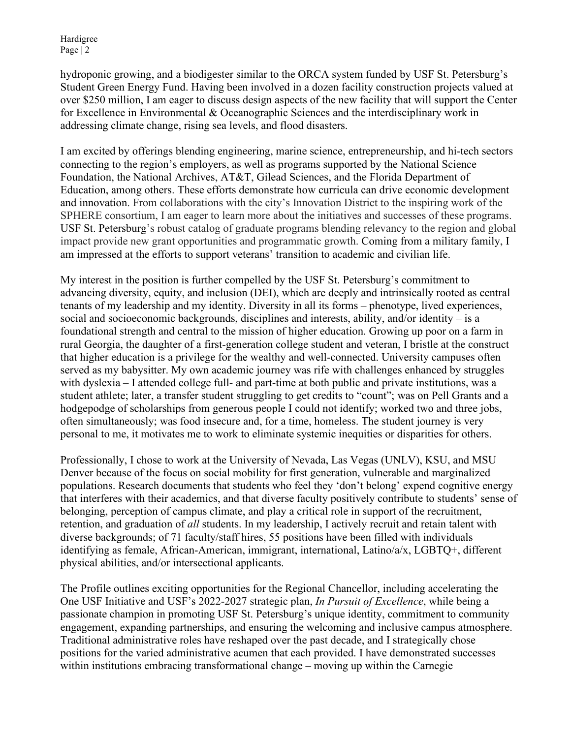hydroponic growing, and a biodigester similar to the ORCA system funded by USF St. Petersburg's Student Green Energy Fund. Having been involved in a dozen facility construction projects valued at over $250 million, I am eager to discuss design aspects of the new facility that will support the Center for Excellence in Environmental & Oceanographic Sciences and the interdisciplinary work in addressing climate change, rising sea levels, and flood disasters.

I am excited by offerings blending engineering, marine science, entrepreneurship, and hi-tech sectors connecting to the region's employers, as well as programs supported by the National Science Foundation, the National Archives, AT&T, Gilead Sciences, and the Florida Department of Education, among others. These efforts demonstrate how curricula can drive economic development and innovation. From collaborations with the city's Innovation District to the inspiring work of the SPHERE consortium, I am eager to learn more about the initiatives and successes of these programs. USF St. Petersburg's robust catalog of graduate programs blending relevancy to the region and global impact provide new grant opportunities and programmatic growth. Coming from a military family, I am impressed at the efforts to support veterans' transition to academic and civilian life.

My interest in the position is further compelled by the USF St. Petersburg's commitment to advancing diversity, equity, and inclusion (DEI), which are deeply and intrinsically rooted as central tenants of my leadership and my identity. Diversity in all its forms – phenotype, lived experiences, social and socioeconomic backgrounds, disciplines and interests, ability, and/or identity – is a foundational strength and central to the mission of higher education. Growing up poor on a farm in rural Georgia, the daughter of a first-generation college student and veteran, I bristle at the construct that higher education is a privilege for the wealthy and well-connected. University campuses often served as my babysitter. My own academic journey was rife with challenges enhanced by struggles with dyslexia – I attended college full- and part-time at both public and private institutions, was a student athlete; later, a transfer student struggling to get credits to "count"; was on Pell Grants and a hodgepodge of scholarships from generous people I could not identify; worked two and three jobs, often simultaneously; was food insecure and, for a time, homeless. The student journey is very personal to me, it motivates me to work to eliminate systemic inequities or disparities for others.

Professionally, I chose to work at the University of Nevada, Las Vegas (UNLV), KSU, and MSU Denver because of the focus on social mobility for first generation, vulnerable and marginalized populations. Research documents that students who feel they 'don't belong' expend cognitive energy that interferes with their academics, and that diverse faculty positively contribute to students' sense of belonging, perception of campus climate, and play a critical role in support of the recruitment, retention, and graduation of *all* students. In my leadership, I actively recruit and retain talent with diverse backgrounds; of 71 faculty/staff hires, 55 positions have been filled with individuals identifying as female, African-American, immigrant, international, Latino/a/x, LGBTQ+, different physical abilities, and/or intersectional applicants.

The Profile outlines exciting opportunities for the Regional Chancellor, including accelerating the One USF Initiative and USF's 2022-2027 strategic plan, *In Pursuit of Excellence*, while being a passionate champion in promoting USF St. Petersburg's unique identity, commitment to community engagement, expanding partnerships, and ensuring the welcoming and inclusive campus atmosphere. Traditional administrative roles have reshaped over the past decade, and I strategically chose positions for the varied administrative acumen that each provided. I have demonstrated successes within institutions embracing transformational change – moving up within the Carnegie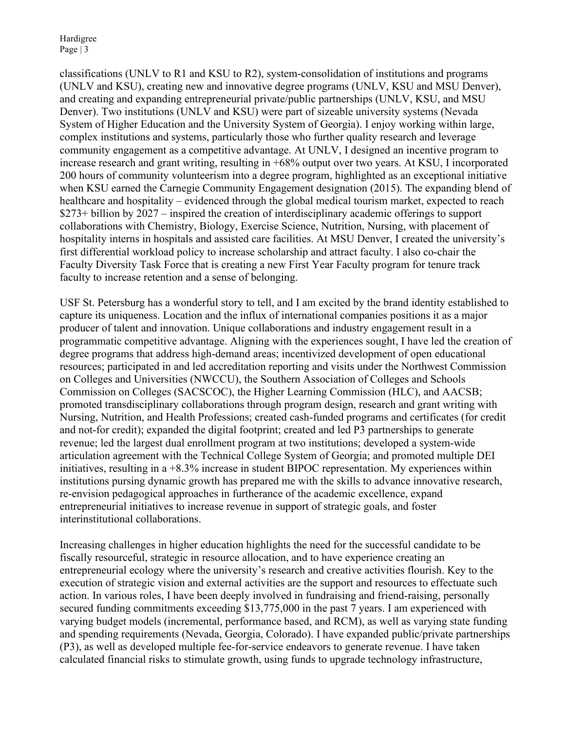classifications (UNLV to R1 and KSU to R2), system-consolidation of institutions and programs (UNLV and KSU), creating new and innovative degree programs (UNLV, KSU and MSU Denver), and creating and expanding entrepreneurial private/public partnerships (UNLV, KSU, and MSU Denver). Two institutions (UNLV and KSU) were part of sizeable university systems (Nevada System of Higher Education and the University System of Georgia). I enjoy working within large, complex institutions and systems, particularly those who further quality research and leverage community engagement as a competitive advantage. At UNLV, I designed an incentive program to increase research and grant writing, resulting in +68% output over two years. At KSU, I incorporated 200 hours of community volunteerism into a degree program, highlighted as an exceptional initiative when KSU earned the Carnegie Community Engagement designation (2015). The expanding blend of healthcare and hospitality – evidenced through the global medical tourism market, expected to reach $273+ billion by 2027 – inspired the creation of interdisciplinary academic offerings to support collaborations with Chemistry, Biology, Exercise Science, Nutrition, Nursing, with placement of hospitality interns in hospitals and assisted care facilities. At MSU Denver, I created the university's first differential workload policy to increase scholarship and attract faculty. I also co-chair the Faculty Diversity Task Force that is creating a new First Year Faculty program for tenure track faculty to increase retention and a sense of belonging.

USF St. Petersburg has a wonderful story to tell, and I am excited by the brand identity established to capture its uniqueness. Location and the influx of international companies positions it as a major producer of talent and innovation. Unique collaborations and industry engagement result in a programmatic competitive advantage. Aligning with the experiences sought, I have led the creation of degree programs that address high-demand areas; incentivized development of open educational resources; participated in and led accreditation reporting and visits under the Northwest Commission on Colleges and Universities (NWCCU), the Southern Association of Colleges and Schools Commission on Colleges (SACSCOC), the Higher Learning Commission (HLC), and AACSB; promoted transdisciplinary collaborations through program design, research and grant writing with Nursing, Nutrition, and Health Professions; created cash-funded programs and certificates (for credit and not-for credit); expanded the digital footprint; created and led P3 partnerships to generate revenue; led the largest dual enrollment program at two institutions; developed a system-wide articulation agreement with the Technical College System of Georgia; and promoted multiple DEI initiatives, resulting in a +8.3% increase in student BIPOC representation. My experiences within institutions pursing dynamic growth has prepared me with the skills to advance innovative research, re-envision pedagogical approaches in furtherance of the academic excellence, expand entrepreneurial initiatives to increase revenue in support of strategic goals, and foster interinstitutional collaborations.

Increasing challenges in higher education highlights the need for the successful candidate to be fiscally resourceful, strategic in resource allocation, and to have experience creating an entrepreneurial ecology where the university's research and creative activities flourish. Key to the execution of strategic vision and external activities are the support and resources to effectuate such action. In various roles, I have been deeply involved in fundraising and friend-raising, personally secured funding commitments exceeding $13,775,000 in the past 7 years. I am experienced with varying budget models (incremental, performance based, and RCM), as well as varying state funding and spending requirements (Nevada, Georgia, Colorado). I have expanded public/private partnerships (P3), as well as developed multiple fee-for-service endeavors to generate revenue. I have taken calculated financial risks to stimulate growth, using funds to upgrade technology infrastructure,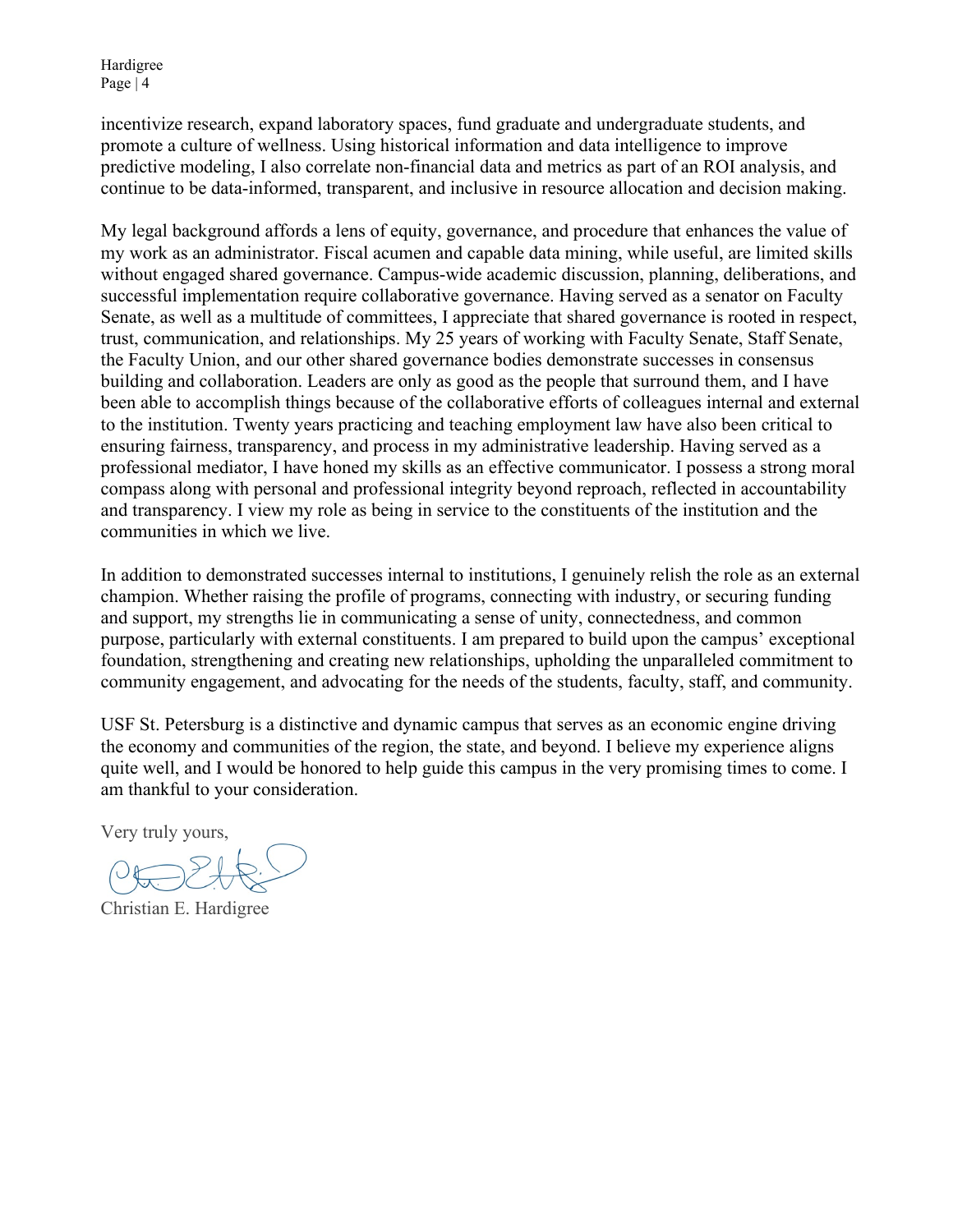incentivize research, expand laboratory spaces, fund graduate and undergraduate students, and promote a culture of wellness. Using historical information and data intelligence to improve predictive modeling, I also correlate non-financial data and metrics as part of an ROI analysis, and continue to be data-informed, transparent, and inclusive in resource allocation and decision making.

My legal background affords a lens of equity, governance, and procedure that enhances the value of my work as an administrator. Fiscal acumen and capable data mining, while useful, are limited skills without engaged shared governance. Campus-wide academic discussion, planning, deliberations, and successful implementation require collaborative governance. Having served as a senator on Faculty Senate, as well as a multitude of committees, I appreciate that shared governance is rooted in respect, trust, communication, and relationships. My 25 years of working with Faculty Senate, Staff Senate, the Faculty Union, and our other shared governance bodies demonstrate successes in consensus building and collaboration. Leaders are only as good as the people that surround them, and I have been able to accomplish things because of the collaborative efforts of colleagues internal and external to the institution. Twenty years practicing and teaching employment law have also been critical to ensuring fairness, transparency, and process in my administrative leadership. Having served as a professional mediator, I have honed my skills as an effective communicator. I possess a strong moral compass along with personal and professional integrity beyond reproach, reflected in accountability and transparency. I view my role as being in service to the constituents of the institution and the communities in which we live.

In addition to demonstrated successes internal to institutions, I genuinely relish the role as an external champion. Whether raising the profile of programs, connecting with industry, or securing funding and support, my strengths lie in communicating a sense of unity, connectedness, and common purpose, particularly with external constituents. I am prepared to build upon the campus' exceptional foundation, strengthening and creating new relationships, upholding the unparalleled commitment to community engagement, and advocating for the needs of the students, faculty, staff, and community.

USF St. Petersburg is a distinctive and dynamic campus that serves as an economic engine driving the economy and communities of the region, the state, and beyond. I believe my experience aligns quite well, and I would be honored to help guide this campus in the very promising times to come. I am thankful to your consideration.

Very truly yours,

Christian E. Hardigree